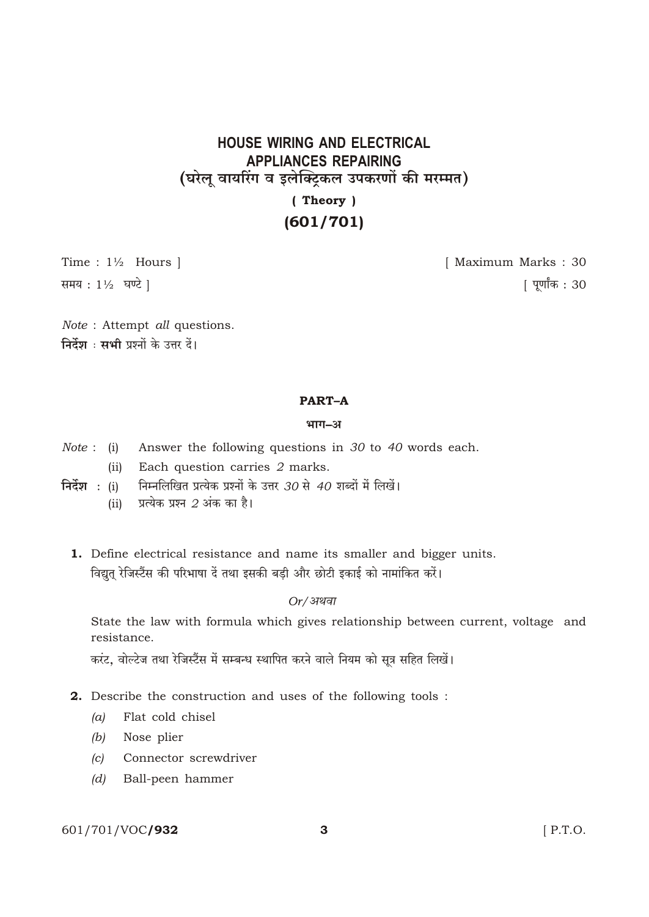# HOUSE WIRING AND ELECTRICAL APPLIANCES REPAIRING
## (घरेलू वायरिंग व इलेक्ट्रिकल उपकरणों की मरम्मत)
### ( Theory )
### (601/701)

Time : 1½ Hours ] [ Maximum Marks : 30

समय : 1½ घण्टे ] [ पूर्णांक : 30

*Note* : Attempt *all* questions.

**निर्देश** : **सभी** प्रश्नों के उत्तर दें।

## PART–A

### भाग–अ

*Note* : (i) Answer the following questions in *30* to *40* words each.

(ii) Each question carries *2* marks.

**निर्देश** : (i) निम्नलिखित प्रत्येक प्रश्नों के उत्तर *30* से *40* शब्दों में लिखें।

(ii) प्रत्येक प्रश्न *2* अंक का है।

**1.** Define electrical resistance and name its smaller and bigger units.

विद्युत् रेजिस्टैंस की परिभाषा दें तथा इसकी बड़ी और छोटी इकाई को नामांकित करें।

*Or/अथवा*

State the law with formula which gives relationship between current, voltage and resistance.

करंट, वोल्टेज तथा रेजिस्टैंस में सम्बन्ध स्थापित करने वाले नियम को सूत्र सहित लिखें।

**2.** Describe the construction and uses of the following tools :

(a) Flat cold chisel

(b) Nose plier

(c) Connector screwdriver

(d) Ball-peen hammer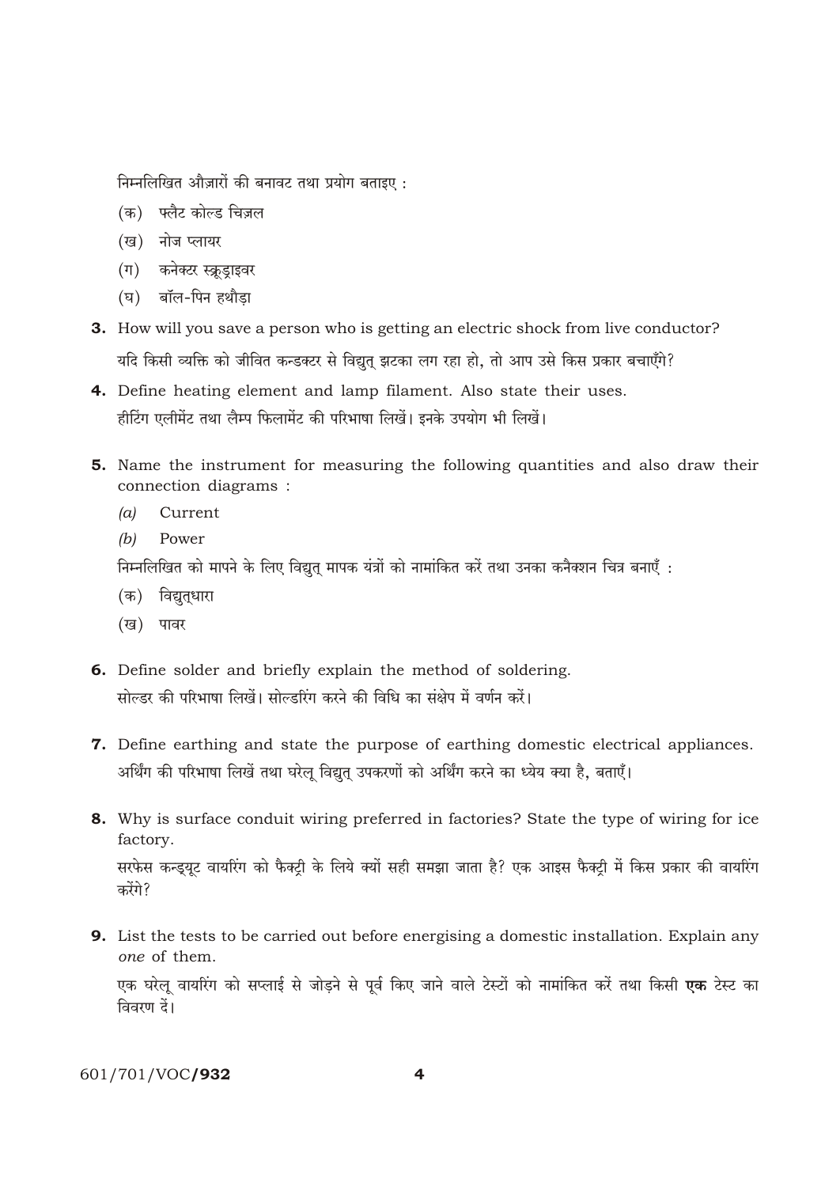निम्नलिखित औज़ारों की बनावट तथा प्रयोग बताइए :

(क) फ्लैट कोल्ड चिज़ल

(ख) नोज प्लायर

(ग) कनेक्टर स्क्रूड्राइवर

(घ) बॉल-पिन हथौड़ा

**3.** How will you save a person who is getting an electric shock from live conductor?

यदि किसी व्यक्ति को जीवित कन्डक्टर से विद्युत् झटका लग रहा हो, तो आप उसे किस प्रकार बचाएँगे?

**4.** Define heating element and lamp filament. Also state their uses.

हीटिंग एलीमेंट तथा लैम्प फिलामेंट की परिभाषा लिखें। इनके उपयोग भी लिखें।

**5.** Name the instrument for measuring the following quantities and also draw their connection diagrams :

*(a)* Current

*(b)* Power

निम्नलिखित को मापने के लिए विद्युत् मापक यंत्रों को नामांकित करें तथा उनका कनैक्शन चित्र बनाएँ :

(क) विद्युत्धारा

(ख) पावर

**6.** Define solder and briefly explain the method of soldering.

सोल्डर की परिभाषा लिखें। सोल्डरिंग करने की विधि का संक्षेप में वर्णन करें।

**7.** Define earthing and state the purpose of earthing domestic electrical appliances.

अर्थिंग की परिभाषा लिखें तथा घरेलू विद्युत् उपकरणों को अर्थिंग करने का ध्येय क्या है, बताएँ।

**8.** Why is surface conduit wiring preferred in factories? State the type of wiring for ice factory.

सरफेस कन्ड्यूट वायरिंग को फैक्ट्री के लिये क्यों सही समझा जाता है? एक आइस फैक्ट्री में किस प्रकार की वायरिंग करेंगे?

**9.** List the tests to be carried out before energising a domestic installation. Explain any *one* of them.

एक घरेलू वायरिंग को सप्लाई से जोड़ने से पूर्व किए जाने वाले टेस्टों को नामांकित करें तथा किसी **एक** टेस्ट का विवरण दें।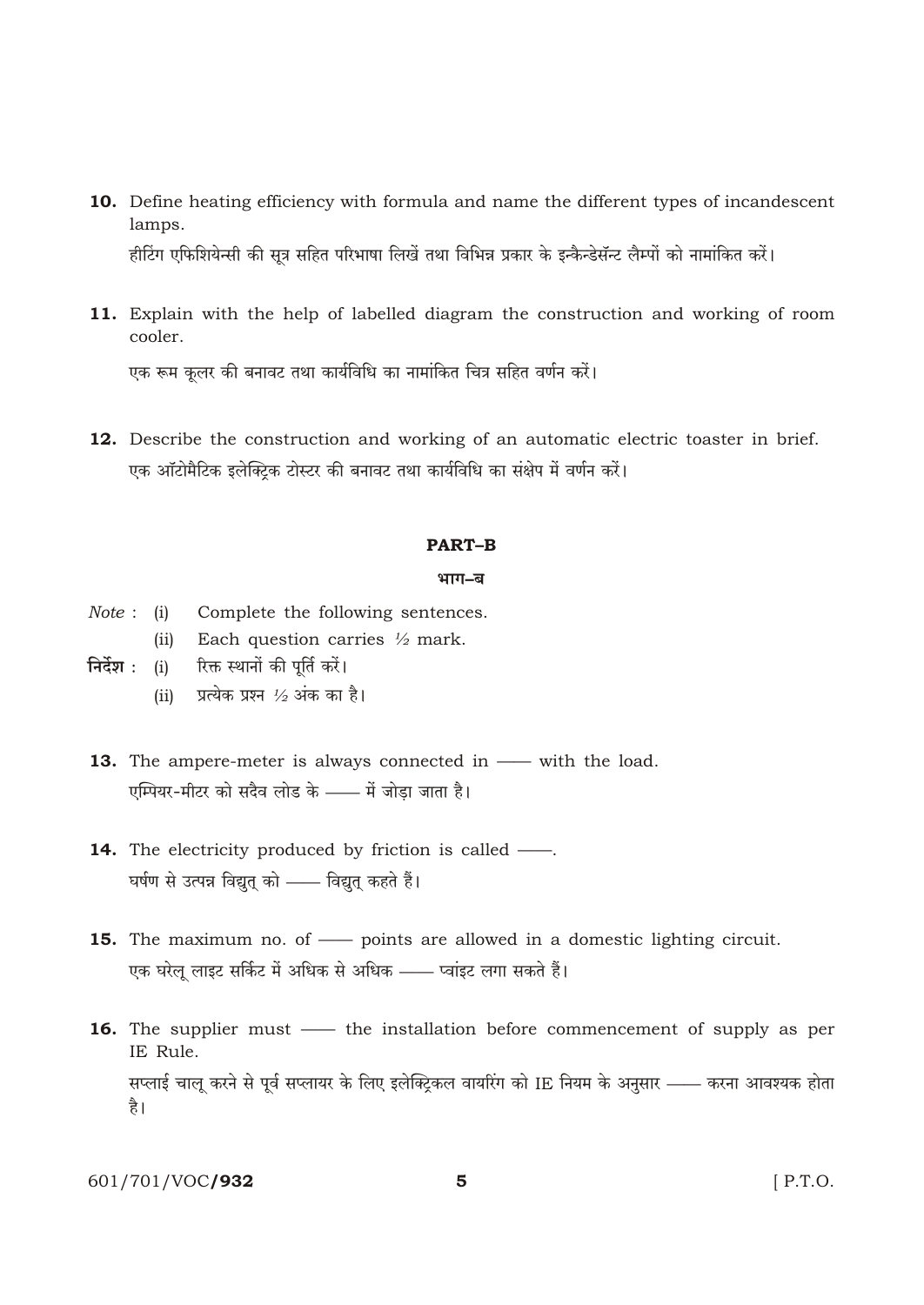**10.** Define heating efficiency with formula and name the different types of incandescent lamps.

हीटिंग एफिशियेन्सी की सूत्र सहित परिभाषा लिखें तथा विभिन्न प्रकार के इन्कैन्डेसॅन्ट लैम्पों को नामांकित करें।

**11.** Explain with the help of labelled diagram the construction and working of room cooler.

एक रूम कूलर की बनावट तथा कार्यविधि का नामांकित चित्र सहित वर्णन करें।

**12.** Describe the construction and working of an automatic electric toaster in brief.

एक ऑटोमैटिक इलेक्ट्रिक टोस्टर की बनावट तथा कार्यविधि का संक्षेप में वर्णन करें।

## PART–B

## भाग–ब

*Note* : (i) Complete the following sentences.

(ii) Each question carries ½ mark.

**निर्देश** : (i) रिक्त स्थानों की पूर्ति करें।

(ii) प्रत्येक प्रश्न ½ अंक का है।

**13.** The ampere-meter is always connected in —— with the load.

एम्पियर-मीटर को सदैव लोड के —— में जोड़ा जाता है।

**14.** The electricity produced by friction is called ——.

घर्षण से उत्पन्न विद्युत् को —— विद्युत् कहते हैं।

**15.** The maximum no. of —— points are allowed in a domestic lighting circuit.

एक घरेलू लाइट सर्किट में अधिक से अधिक —— प्वांइट लगा सकते हैं।

**16.** The supplier must —— the installation before commencement of supply as per IE Rule.

सप्लाई चालू करने से पूर्व सप्लायर के लिए इलेक्ट्रिकल वायरिंग को IE नियम के अनुसार —— करना आवश्यक होता है।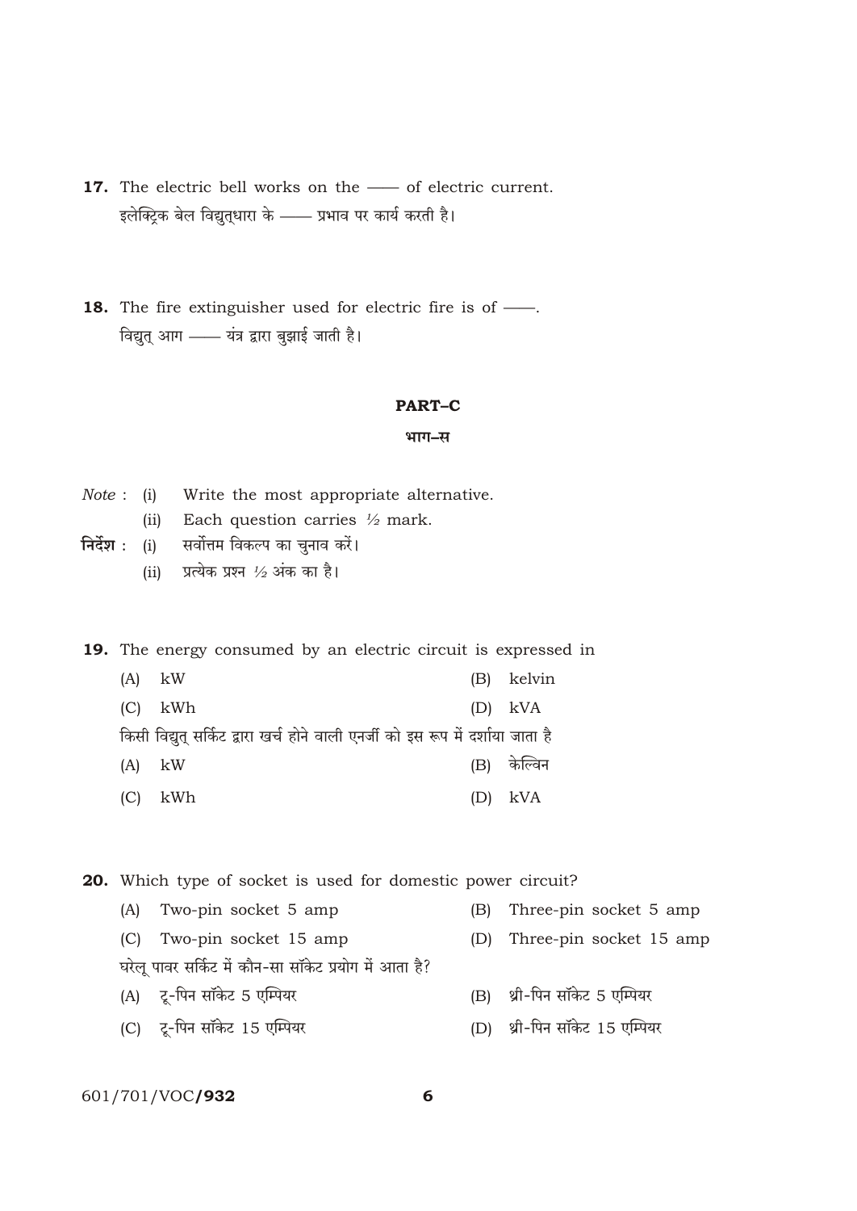**17.** The electric bell works on the —— of electric current.

इलेक्ट्रिक बेल विद्युत्धारा के —— प्रभाव पर कार्य करती है।

**18.** The fire extinguisher used for electric fire is of ——.

विद्युत् आग —— यंत्र द्वारा बुझाई जाती है।

## PART–C

### भाग–स

*Note* : (i) Write the most appropriate alternative.

(ii) Each question carries ½ mark.

**निर्देश :** (i) सर्वोत्तम विकल्प का चुनाव करें।

(ii) प्रत्येक प्रश्न ½ अंक का है।

**19.** The energy consumed by an electric circuit is expressed in

(A) kW

(B) kelvin

(C) kWh

(D) kVA

किसी विद्युत् सर्किट द्वारा खर्च होने वाली एनर्जी को इस रूप में दर्शाया जाता है

(A) kW

(B) केल्विन

(C) kWh

(D) kVA

**20.** Which type of socket is used for domestic power circuit?

(A) Two-pin socket 5 amp

(B) Three-pin socket 5 amp

(C) Two-pin socket 15 amp

(D) Three-pin socket 15 amp

घरेलू पावर सर्किट में कौन-सा सॉकेट प्रयोग में आता है?

(A) टू-पिन सॉकेट 5 एम्पियर

(B) थ्री-पिन सॉकेट 5 एम्पियर

(C) टू-पिन सॉकेट 15 एम्पियर

(D) थ्री-पिन सॉकेट 15 एम्पियर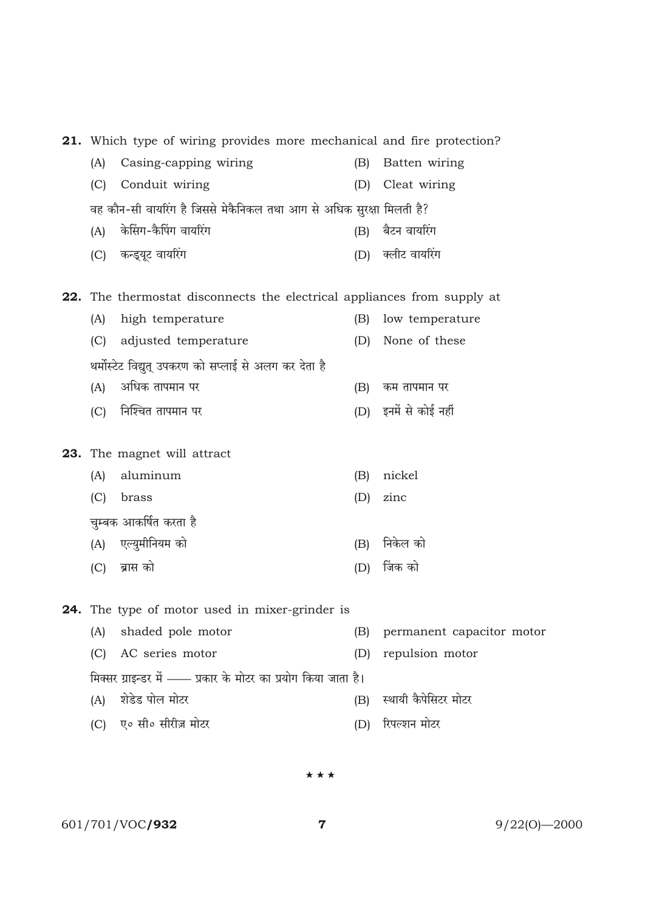**21.** Which type of wiring provides more mechanical and fire protection?

(A) Casing-capping wiring

(B) Batten wiring

(C) Conduit wiring

(D) Cleat wiring

वह कौन-सी वायरिंग है जिससे मेकैनिकल तथा आग से अधिक सुरक्षा मिलती है?

(A) केसिंग-कैपिंग वायरिंग

(B) बैटन वायरिंग

(C) कन्ड्यूट वायरिंग

(D) क्लीट वायरिंग

**22.** The thermostat disconnects the electrical appliances from supply at

(A) high temperature

(B) low temperature

(C) adjusted temperature

(D) None of these

थर्मोस्टेट विद्युत् उपकरण को सप्लाई से अलग कर देता है

(A) अधिक तापमान पर

(B) कम तापमान पर

(C) निश्चित तापमान पर

(D) इनमें से कोई नहीं

**23.** The magnet will attract

(A) aluminum

(B) nickel

(C) brass

(D) zinc

चुम्बक आकर्षित करता है

(A) एल्युमीनियम को

(B) निकेल को

(C) ब्रास को

(D) जिंक को

**24.** The type of motor used in mixer-grinder is

(A) shaded pole motor

(B) permanent capacitor motor

(C) AC series motor

(D) repulsion motor

मिक्सर ग्राइन्डर में —— प्रकार के मोटर का प्रयोग किया जाता है।

(A) शेडेड पोल मोटर

(B) स्थायी कैपेसिटर मोटर

(C) ए० सी० सीरीज़ मोटर

(D) रिपल्शन मोटर

★ ★ ★

601/701/VOC/**932**

9/22(O)—2000